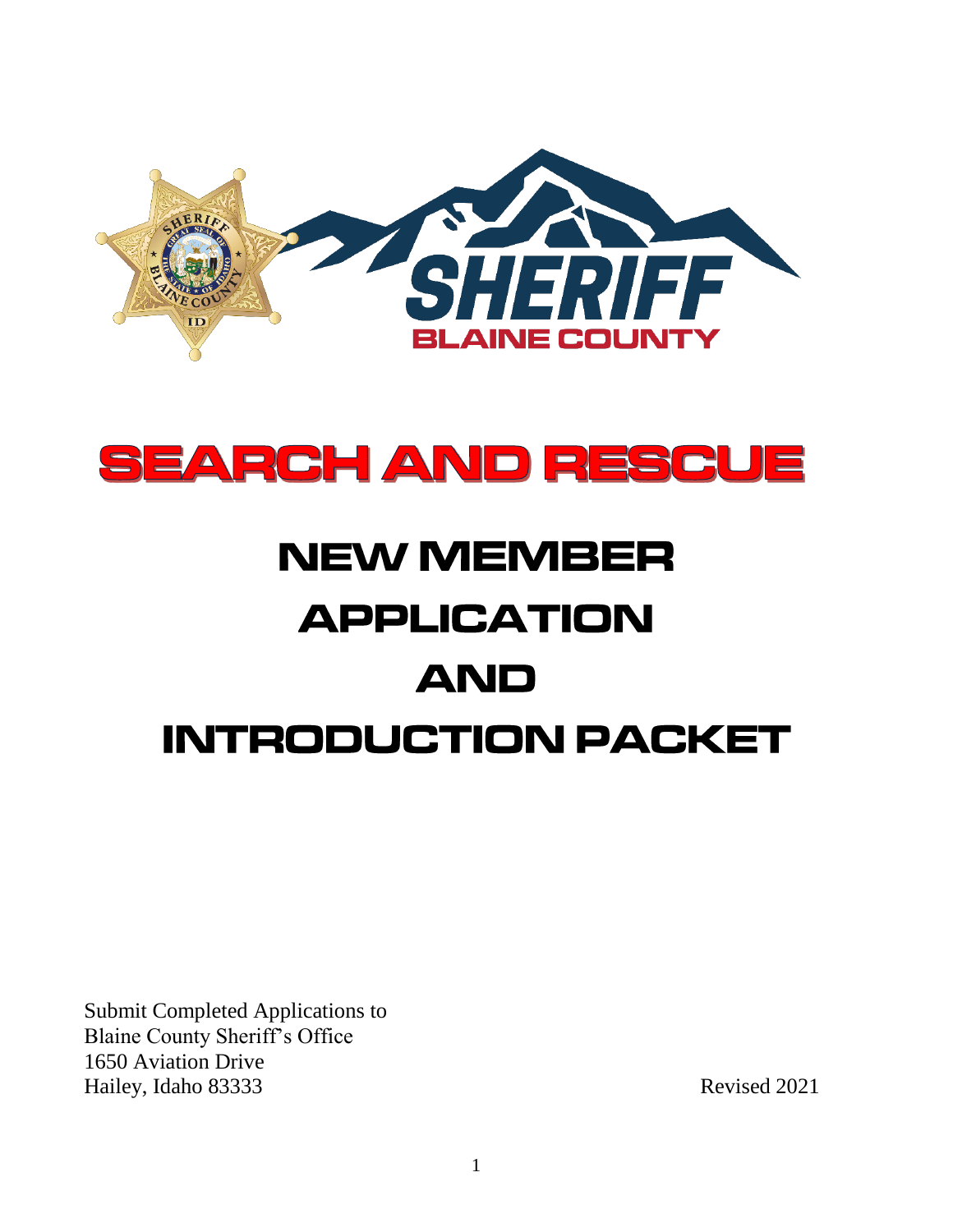# SEARCH AND RESCUE

# NEW MEMBER APPLICATION AND INTRODUCTION PACKET

Submit Completed Applications to
Blaine County Sheriff's Office
1650 Aviation Drive
Hailey, Idaho 83333

Revised 2021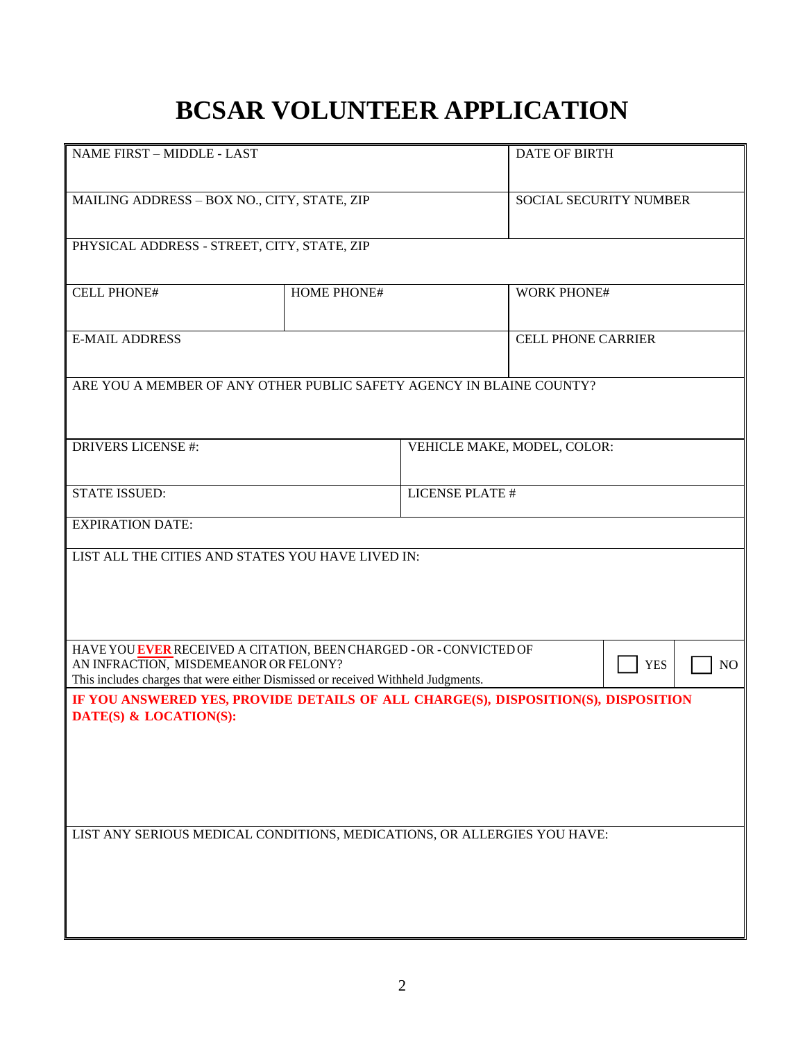# BCSAR VOLUNTEER APPLICATION

| NAME FIRST – MIDDLE - LAST | | | DATE OF BIRTH | |
|---|---|---|---|---|
| MAILING ADDRESS – BOX NO., CITY, STATE, ZIP | | | SOCIAL SECURITY NUMBER | |
| PHYSICAL ADDRESS - STREET, CITY, STATE, ZIP | | | | |
| CELL PHONE# | HOME PHONE# | | WORK PHONE# | |
| E-MAIL ADDRESS | | | CELL PHONE CARRIER | |
| ARE YOU A MEMBER OF ANY OTHER PUBLIC SAFETY AGENCY IN BLAINE COUNTY? | | | | |
| DRIVERS LICENSE #: | | VEHICLE MAKE, MODEL, COLOR: | | |
| STATE ISSUED: | | LICENSE PLATE # | | |
| EXPIRATION DATE: | | | | |
| LIST ALL THE CITIES AND STATES YOU HAVE LIVED IN: | | | | |
| HAVE YOU **EVER** RECEIVED A CITATION, BEEN CHARGED - OR - CONVICTED OF AN INFRACTION, MISDEMEANOR OR FELONY? This includes charges that were either Dismissed or received Withheld Judgments. | | | ☐ YES | ☐ NO |
| **IF YOU ANSWERED YES, PROVIDE DETAILS OF ALL CHARGE(S), DISPOSITION(S), DISPOSITION DATE(S) & LOCATION(S):** | | | | |
| LIST ANY SERIOUS MEDICAL CONDITIONS, MEDICATIONS, OR ALLERGIES YOU HAVE: | | | | |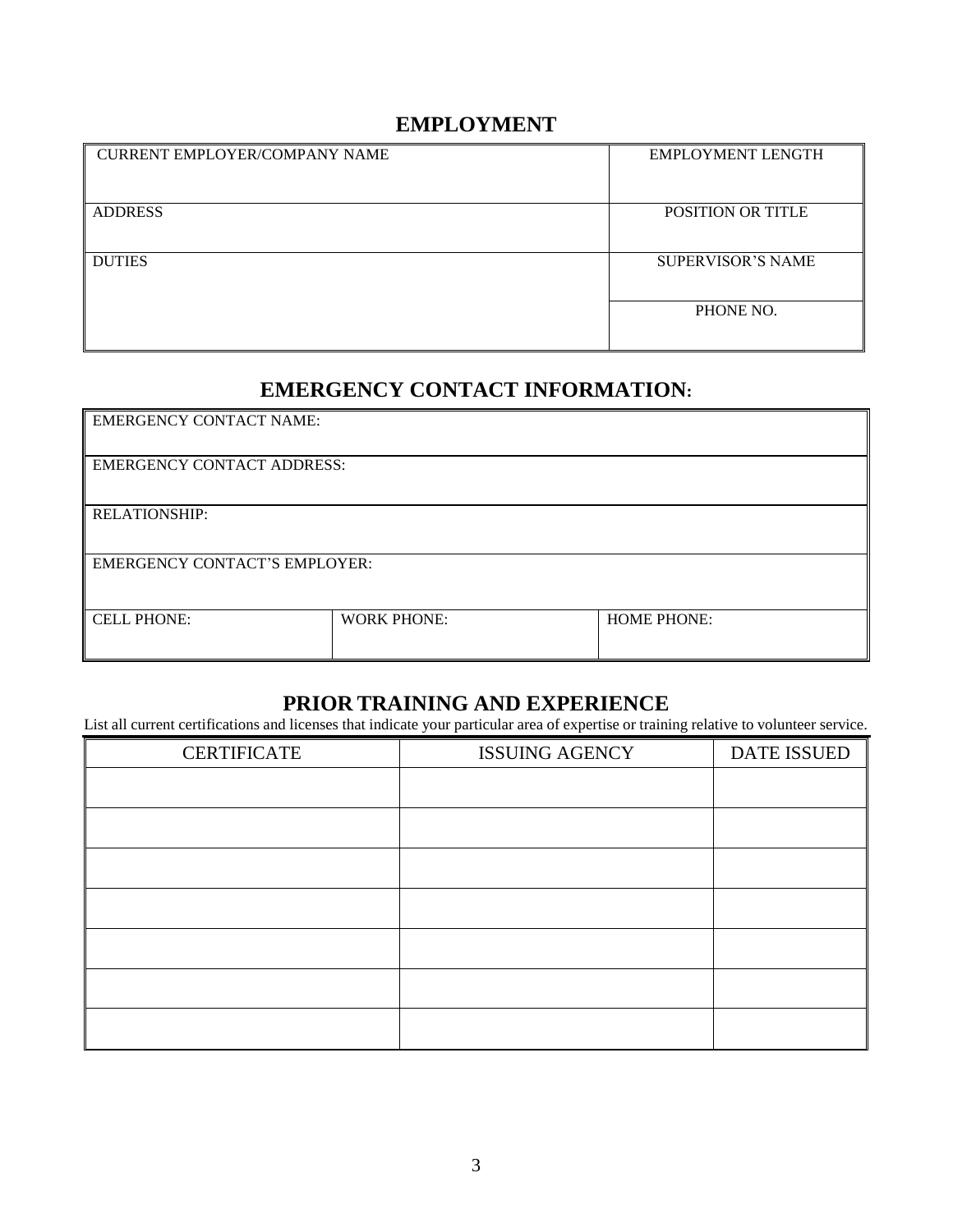## EMPLOYMENT

| CURRENT EMPLOYER/COMPANY NAME | EMPLOYMENT LENGTH |
|---|---|
| ADDRESS | POSITION OR TITLE |
| DUTIES | SUPERVISOR'S NAME |
| | PHONE NO. |

## EMERGENCY CONTACT INFORMATION:

| EMERGENCY CONTACT NAME: | | |
|---|---|---|
| EMERGENCY CONTACT ADDRESS: | | |
| RELATIONSHIP: | | |
| EMERGENCY CONTACT'S EMPLOYER: | | |
| CELL PHONE: | WORK PHONE: | HOME PHONE: |

## PRIOR TRAINING AND EXPERIENCE

List all current certifications and licenses that indicate your particular area of expertise or training relative to volunteer service.

| CERTIFICATE | ISSUING AGENCY | DATE ISSUED |
|---|---|---|
| | | |
| | | |
| | | |
| | | |
| | | |
| | | |
| | | |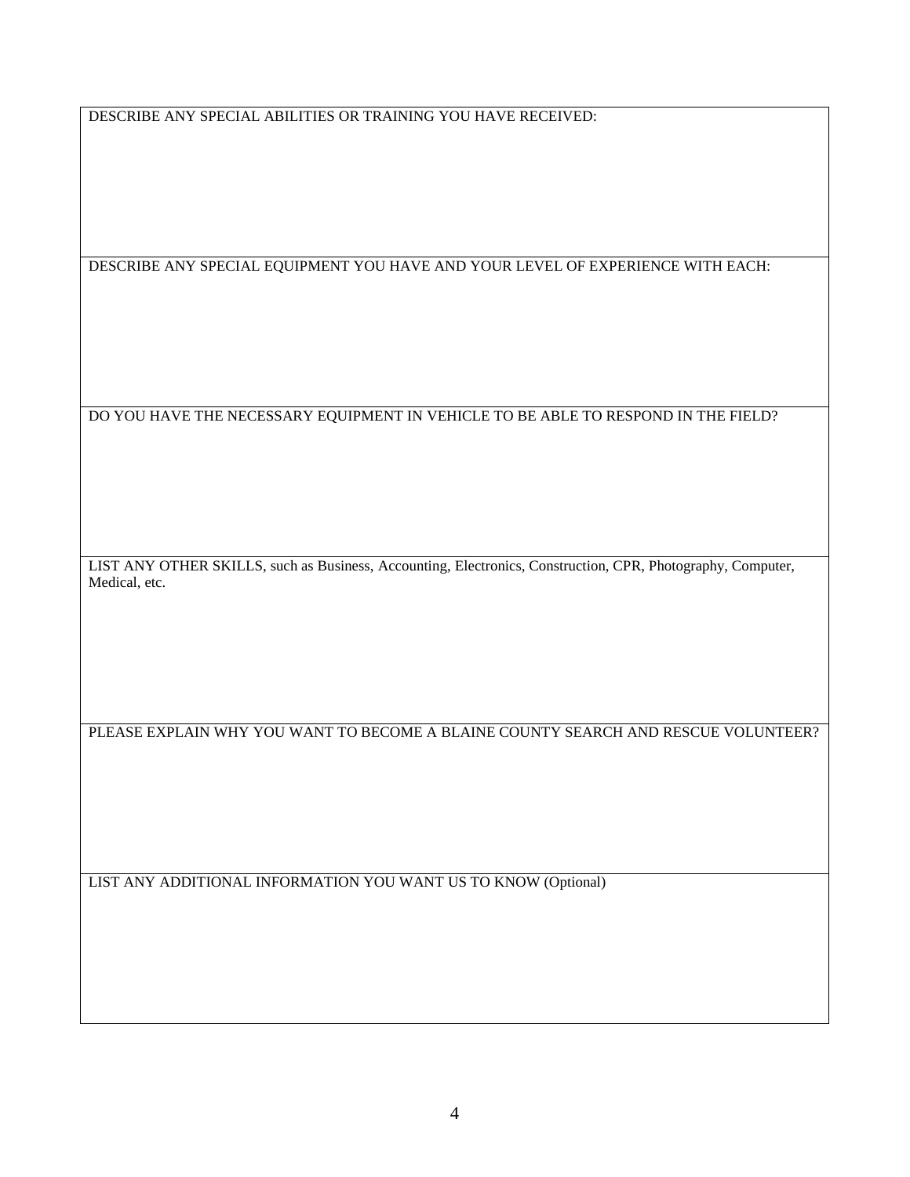DESCRIBE ANY SPECIAL ABILITIES OR TRAINING YOU HAVE RECEIVED:

DESCRIBE ANY SPECIAL EQUIPMENT YOU HAVE AND YOUR LEVEL OF EXPERIENCE WITH EACH:

DO YOU HAVE THE NECESSARY EQUIPMENT IN VEHICLE TO BE ABLE TO RESPOND IN THE FIELD?

LIST ANY OTHER SKILLS, such as Business, Accounting, Electronics, Construction, CPR, Photography, Computer, Medical, etc.

PLEASE EXPLAIN WHY YOU WANT TO BECOME A BLAINE COUNTY SEARCH AND RESCUE VOLUNTEER?

LIST ANY ADDITIONAL INFORMATION YOU WANT US TO KNOW (Optional)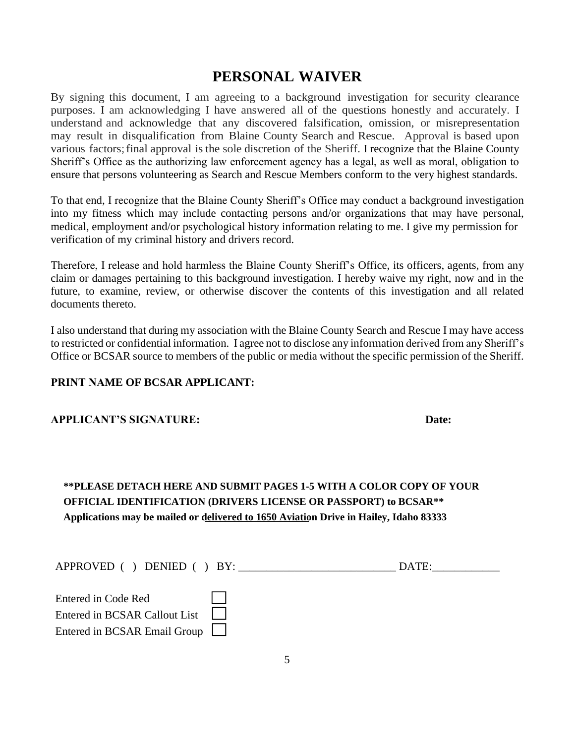# PERSONAL WAIVER

By signing this document, I am agreeing to a background investigation for security clearance purposes. I am acknowledging I have answered all of the questions honestly and accurately. I understand and acknowledge that any discovered falsification, omission, or misrepresentation may result in disqualification from Blaine County Search and Rescue. Approval is based upon various factors; final approval is the sole discretion of the Sheriff. I recognize that the Blaine County Sheriff's Office as the authorizing law enforcement agency has a legal, as well as moral, obligation to ensure that persons volunteering as Search and Rescue Members conform to the very highest standards.

To that end, I recognize that the Blaine County Sheriff's Office may conduct a background investigation into my fitness which may include contacting persons and/or organizations that may have personal, medical, employment and/or psychological history information relating to me. I give my permission for verification of my criminal history and drivers record.

Therefore, I release and hold harmless the Blaine County Sheriff's Office, its officers, agents, from any claim or damages pertaining to this background investigation. I hereby waive my right, now and in the future, to examine, review, or otherwise discover the contents of this investigation and all related documents thereto.

I also understand that during my association with the Blaine County Search and Rescue I may have access to restricted or confidential information. I agree not to disclose any information derived from any Sheriff's Office or BCSAR source to members of the public or media without the specific permission of the Sheriff.

**PRINT NAME OF BCSAR APPLICANT:**

**APPLICANT'S SIGNATURE:** **Date:**

**\*\*PLEASE DETACH HERE AND SUBMIT PAGES 1-5 WITH A COLOR COPY OF YOUR OFFICIAL IDENTIFICATION (DRIVERS LICENSE OR PASSPORT) to BCSAR\*\***
**Applications may be mailed or delivered to 1650 Aviation Drive in Hailey, Idaho 83333**

APPROVED ( ) DENIED ( ) BY: ____________________________ DATE:____________

Entered in Code Red ☐
Entered in BCSAR Callout List ☐
Entered in BCSAR Email Group ☐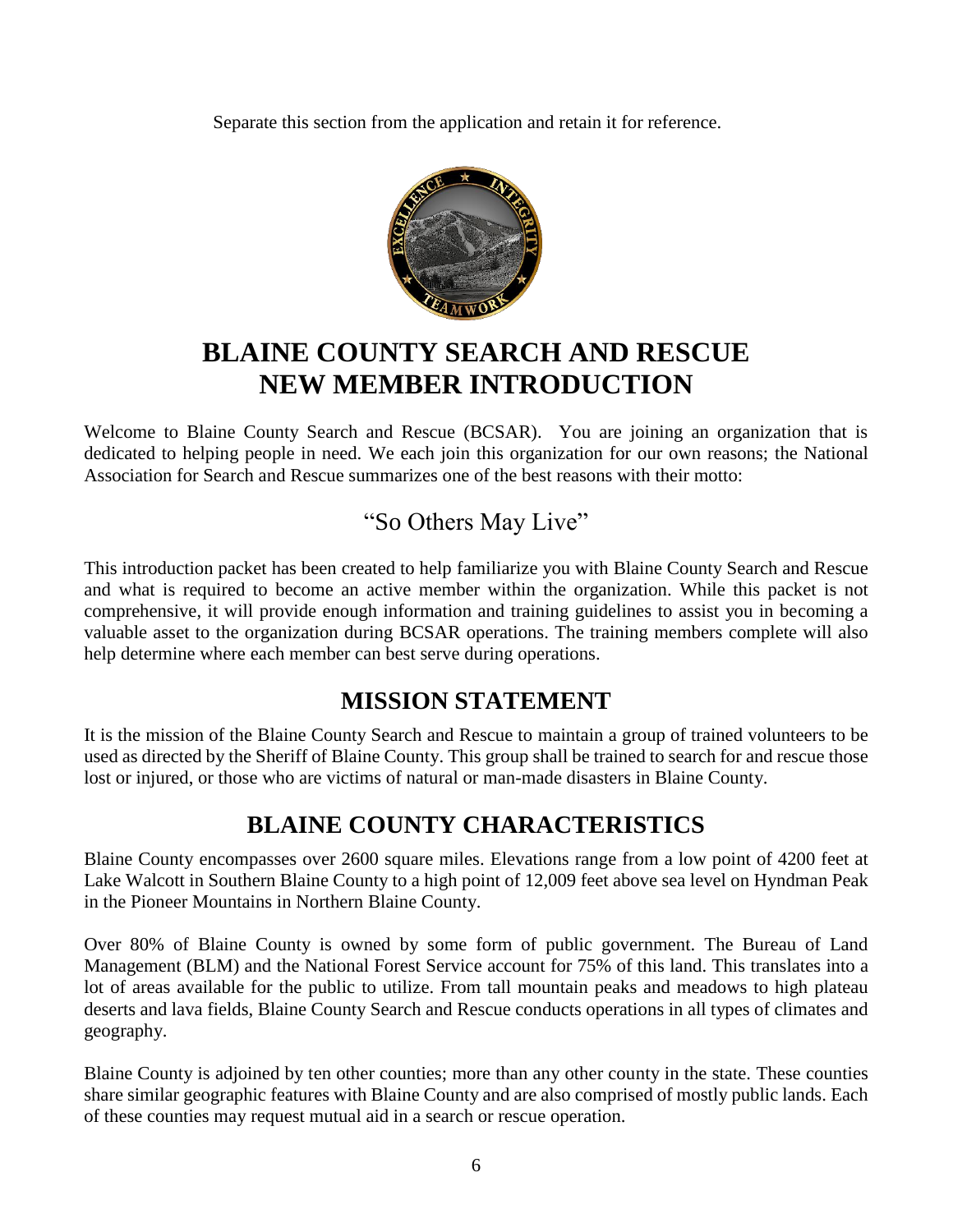Separate this section from the application and retain it for reference.

# BLAINE COUNTY SEARCH AND RESCUE NEW MEMBER INTRODUCTION

Welcome to Blaine County Search and Rescue (BCSAR). You are joining an organization that is dedicated to helping people in need. We each join this organization for our own reasons; the National Association for Search and Rescue summarizes one of the best reasons with their motto:

"So Others May Live"

This introduction packet has been created to help familiarize you with Blaine County Search and Rescue and what is required to become an active member within the organization. While this packet is not comprehensive, it will provide enough information and training guidelines to assist you in becoming a valuable asset to the organization during BCSAR operations. The training members complete will also help determine where each member can best serve during operations.

## MISSION STATEMENT

It is the mission of the Blaine County Search and Rescue to maintain a group of trained volunteers to be used as directed by the Sheriff of Blaine County. This group shall be trained to search for and rescue those lost or injured, or those who are victims of natural or man-made disasters in Blaine County.

## BLAINE COUNTY CHARACTERISTICS

Blaine County encompasses over 2600 square miles. Elevations range from a low point of 4200 feet at Lake Walcott in Southern Blaine County to a high point of 12,009 feet above sea level on Hyndman Peak in the Pioneer Mountains in Northern Blaine County.

Over 80% of Blaine County is owned by some form of public government. The Bureau of Land Management (BLM) and the National Forest Service account for 75% of this land. This translates into a lot of areas available for the public to utilize. From tall mountain peaks and meadows to high plateau deserts and lava fields, Blaine County Search and Rescue conducts operations in all types of climates and geography.

Blaine County is adjoined by ten other counties; more than any other county in the state. These counties share similar geographic features with Blaine County and are also comprised of mostly public lands. Each of these counties may request mutual aid in a search or rescue operation.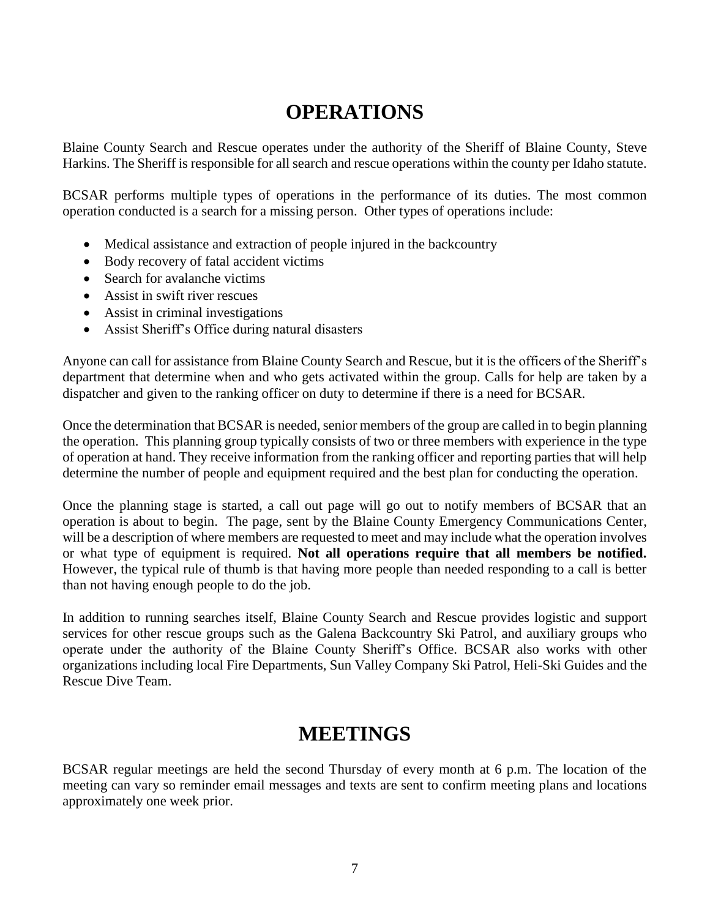# OPERATIONS

Blaine County Search and Rescue operates under the authority of the Sheriff of Blaine County, Steve Harkins. The Sheriff is responsible for all search and rescue operations within the county per Idaho statute.

BCSAR performs multiple types of operations in the performance of its duties. The most common operation conducted is a search for a missing person. Other types of operations include:

- Medical assistance and extraction of people injured in the backcountry
- Body recovery of fatal accident victims
- Search for avalanche victims
- Assist in swift river rescues
- Assist in criminal investigations
- Assist Sheriff's Office during natural disasters

Anyone can call for assistance from Blaine County Search and Rescue, but it is the officers of the Sheriff's department that determine when and who gets activated within the group. Calls for help are taken by a dispatcher and given to the ranking officer on duty to determine if there is a need for BCSAR.

Once the determination that BCSAR is needed, senior members of the group are called in to begin planning the operation. This planning group typically consists of two or three members with experience in the type of operation at hand. They receive information from the ranking officer and reporting parties that will help determine the number of people and equipment required and the best plan for conducting the operation.

Once the planning stage is started, a call out page will go out to notify members of BCSAR that an operation is about to begin. The page, sent by the Blaine County Emergency Communications Center, will be a description of where members are requested to meet and may include what the operation involves or what type of equipment is required. **Not all operations require that all members be notified.** However, the typical rule of thumb is that having more people than needed responding to a call is better than not having enough people to do the job.

In addition to running searches itself, Blaine County Search and Rescue provides logistic and support services for other rescue groups such as the Galena Backcountry Ski Patrol, and auxiliary groups who operate under the authority of the Blaine County Sheriff's Office. BCSAR also works with other organizations including local Fire Departments, Sun Valley Company Ski Patrol, Heli-Ski Guides and the Rescue Dive Team.

# MEETINGS

BCSAR regular meetings are held the second Thursday of every month at 6 p.m. The location of the meeting can vary so reminder email messages and texts are sent to confirm meeting plans and locations approximately one week prior.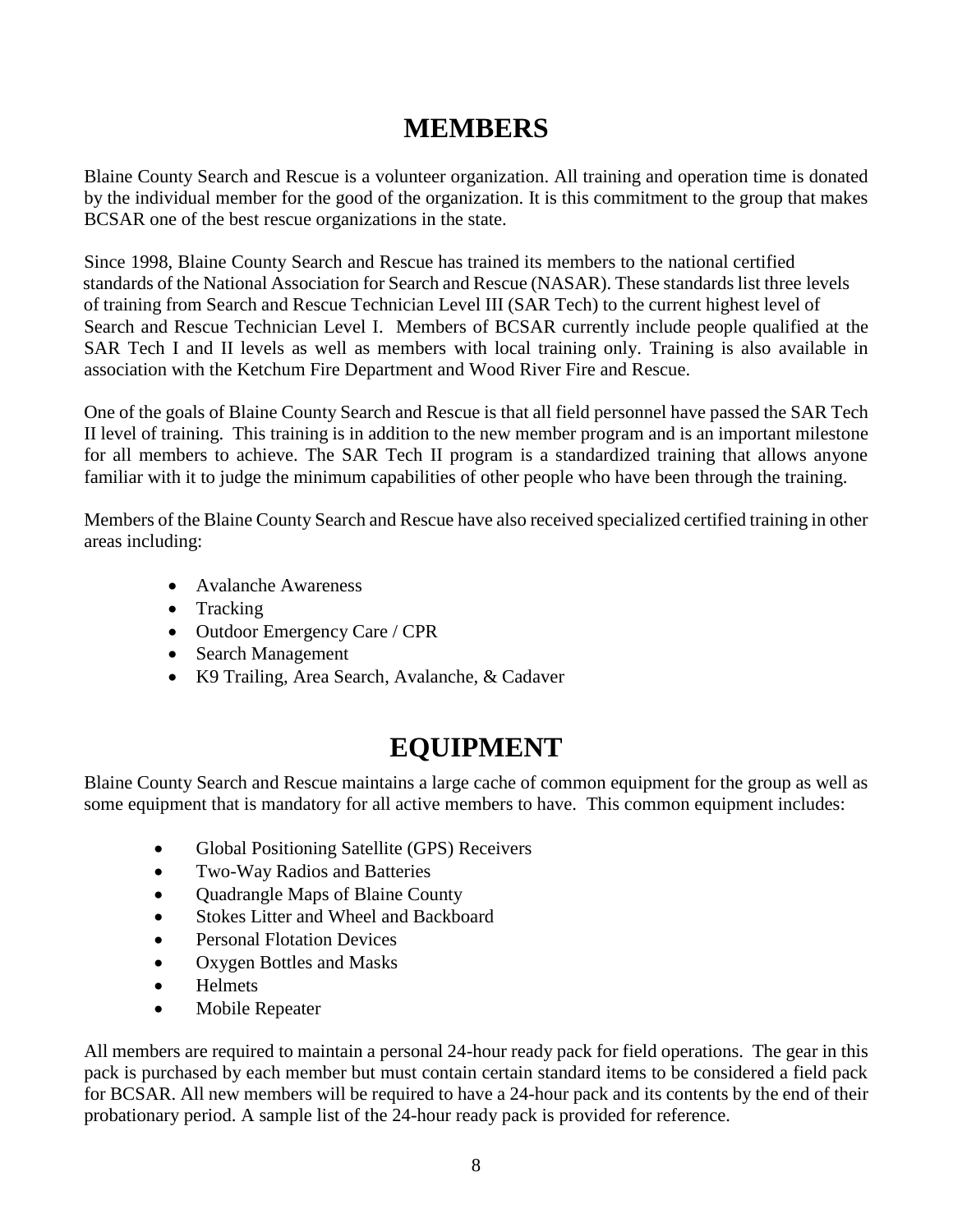# MEMBERS

Blaine County Search and Rescue is a volunteer organization. All training and operation time is donated by the individual member for the good of the organization. It is this commitment to the group that makes BCSAR one of the best rescue organizations in the state.

Since 1998, Blaine County Search and Rescue has trained its members to the national certified standards of the National Association for Search and Rescue (NASAR). These standards list three levels of training from Search and Rescue Technician Level III (SAR Tech) to the current highest level of Search and Rescue Technician Level I. Members of BCSAR currently include people qualified at the SAR Tech I and II levels as well as members with local training only. Training is also available in association with the Ketchum Fire Department and Wood River Fire and Rescue.

One of the goals of Blaine County Search and Rescue is that all field personnel have passed the SAR Tech II level of training. This training is in addition to the new member program and is an important milestone for all members to achieve. The SAR Tech II program is a standardized training that allows anyone familiar with it to judge the minimum capabilities of other people who have been through the training.

Members of the Blaine County Search and Rescue have also received specialized certified training in other areas including:

- Avalanche Awareness
- Tracking
- Outdoor Emergency Care / CPR
- Search Management
- K9 Trailing, Area Search, Avalanche, & Cadaver

# EQUIPMENT

Blaine County Search and Rescue maintains a large cache of common equipment for the group as well as some equipment that is mandatory for all active members to have. This common equipment includes:

- Global Positioning Satellite (GPS) Receivers
- Two-Way Radios and Batteries
- Quadrangle Maps of Blaine County
- Stokes Litter and Wheel and Backboard
- Personal Flotation Devices
- Oxygen Bottles and Masks
- Helmets
- Mobile Repeater

All members are required to maintain a personal 24-hour ready pack for field operations. The gear in this pack is purchased by each member but must contain certain standard items to be considered a field pack for BCSAR. All new members will be required to have a 24-hour pack and its contents by the end of their probationary period. A sample list of the 24-hour ready pack is provided for reference.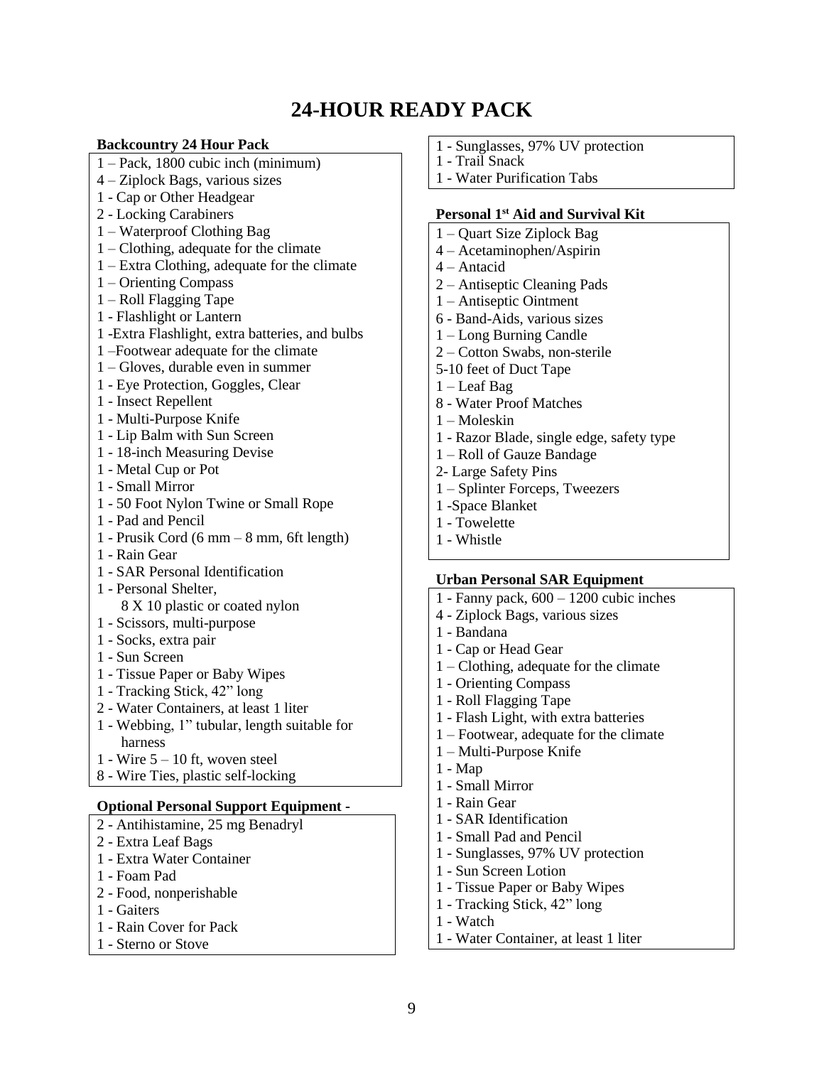# 24-HOUR READY PACK

**Backcountry 24 Hour Pack**

1 – Pack, 1800 cubic inch (minimum)
4 – Ziplock Bags, various sizes
1 - Cap or Other Headgear
2 - Locking Carabiners
1 – Waterproof Clothing Bag
1 – Clothing, adequate for the climate
1 – Extra Clothing, adequate for the climate
1 – Orienting Compass
1 – Roll Flagging Tape
1 - Flashlight or Lantern
1 -Extra Flashlight, extra batteries, and bulbs
1 –Footwear adequate for the climate
1 – Gloves, durable even in summer
1 - Eye Protection, Goggles, Clear
1 - Insect Repellent
1 - Multi-Purpose Knife
1 - Lip Balm with Sun Screen
1 - 18-inch Measuring Devise
1 - Metal Cup or Pot
1 - Small Mirror
1 - 50 Foot Nylon Twine or Small Rope
1 - Pad and Pencil
1 - Prusik Cord (6 mm – 8 mm, 6ft length)
1 - Rain Gear
1 - SAR Personal Identification
1 - Personal Shelter,
 8 X 10 plastic or coated nylon
1 - Scissors, multi-purpose
1 - Socks, extra pair
1 - Sun Screen
1 - Tissue Paper or Baby Wipes
1 - Tracking Stick, 42" long
2 - Water Containers, at least 1 liter
1 - Webbing, 1" tubular, length suitable for
 harness
1 - Wire 5 – 10 ft, woven steel
8 - Wire Ties, plastic self-locking
1 - Sunglasses, 97% UV protection
1 - Trail Snack
1 - Water Purification Tabs

**Optional Personal Support Equipment -**

2 - Antihistamine, 25 mg Benadryl
2 - Extra Leaf Bags
1 - Extra Water Container
1 - Foam Pad
2 - Food, nonperishable
1 - Gaiters
1 - Rain Cover for Pack
1 - Sterno or Stove

**Personal 1st Aid and Survival Kit**

1 – Quart Size Ziplock Bag
4 – Acetaminophen/Aspirin
4 – Antacid
2 – Antiseptic Cleaning Pads
1 – Antiseptic Ointment
6 - Band-Aids, various sizes
1 – Long Burning Candle
2 – Cotton Swabs, non-sterile
5-10 feet of Duct Tape
1 – Leaf Bag
8 - Water Proof Matches
1 – Moleskin
1 - Razor Blade, single edge, safety type
1 – Roll of Gauze Bandage
2- Large Safety Pins
1 – Splinter Forceps, Tweezers
1 -Space Blanket
1 - Towelette
1 - Whistle

**Urban Personal SAR Equipment**

1 - Fanny pack, 600 – 1200 cubic inches
4 - Ziplock Bags, various sizes
1 - Bandana
1 - Cap or Head Gear
1 – Clothing, adequate for the climate
1 - Orienting Compass
1 - Roll Flagging Tape
1 - Flash Light, with extra batteries
1 – Footwear, adequate for the climate
1 – Multi-Purpose Knife
1 - Map
1 - Small Mirror
1 - Rain Gear
1 - SAR Identification
1 - Small Pad and Pencil
1 - Sunglasses, 97% UV protection
1 - Sun Screen Lotion
1 - Tissue Paper or Baby Wipes
1 - Tracking Stick, 42" long
1 - Watch
1 - Water Container, at least 1 liter